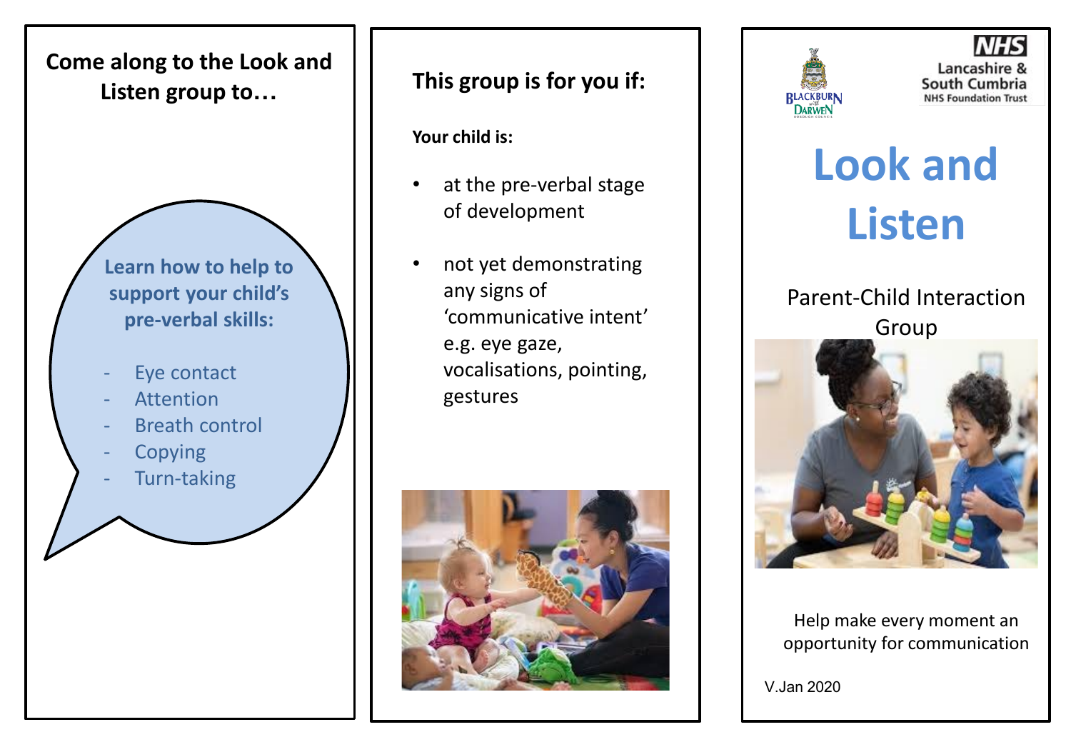**Come along to the Look and Listen group to…**

**Learn how to help to support your child's pre-verbal skills:**

- Eye contact
- Attention
- Breath control
- Copying
- Turn-taking

## This group is for you if:

**Your child is:**

- at the pre-verbal stage of development
- not yet demonstrating any signs of 'communicative intent' e.g. eye gaze, vocalisations, pointing, gestures

Blackburn with Darwen Borough Council

NHS Lancashire & South Cumbria NHS Foundation Trust

# Look and Listen

Parent-Child Interaction Group

Help make every moment an opportunity for communication

V.Jan 2020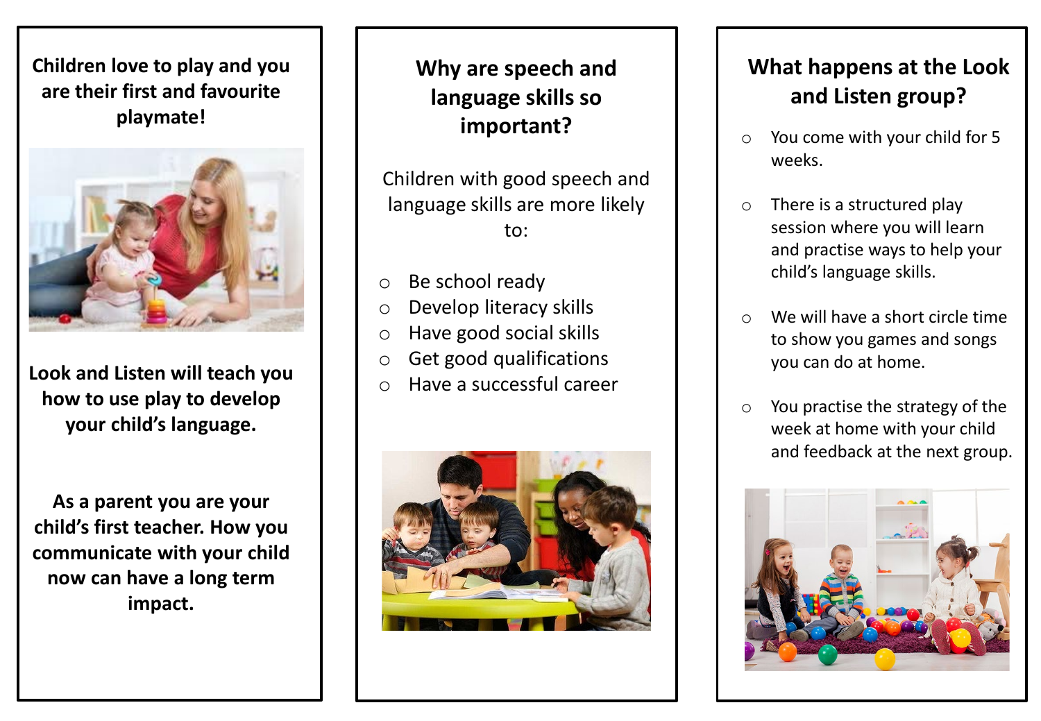**Children love to play and you are their first and favourite playmate!**

**Look and Listen will teach you how to use play to develop your child's language.**

**As a parent you are your child's first teacher. How you communicate with your child now can have a long term impact.**

## Why are speech and language skills so important?

Children with good speech and language skills are more likely to:

- Be school ready
- Develop literacy skills
- Have good social skills
- Get good qualifications
- Have a successful career

## What happens at the Look and Listen group?

- You come with your child for 5 weeks.
- There is a structured play session where you will learn and practise ways to help your child's language skills.
- We will have a short circle time to show you games and songs you can do at home.
- You practise the strategy of the week at home with your child and feedback at the next group.